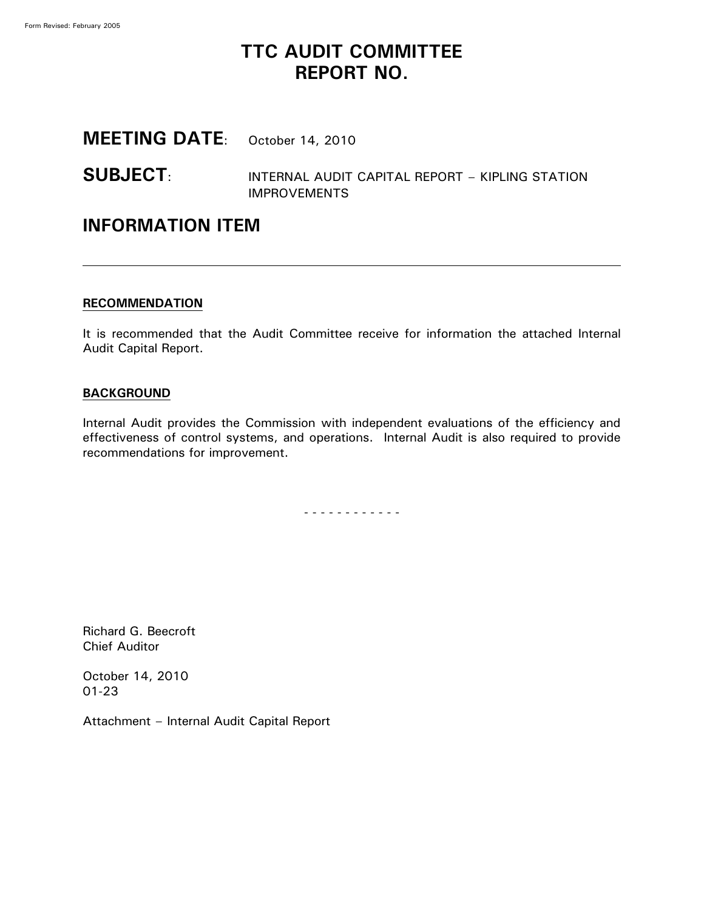Form Revised: February 2005

# TTC AUDIT COMMITTEE REPORT NO.

## MEETING DATE: October 14, 2010

## SUBJECT: INTERNAL AUDIT CAPITAL REPORT – KIPLING STATION IMPROVEMENTS

## INFORMATION ITEM

---

**RECOMMENDATION**

It is recommended that the Audit Committee receive for information the attached Internal Audit Capital Report.

**BACKGROUND**

Internal Audit provides the Commission with independent evaluations of the efficiency and effectiveness of control systems, and operations. Internal Audit is also required to provide recommendations for improvement.

\- - - - - - - - - - - -

Richard G. Beecroft
Chief Auditor

October 14, 2010
01-23

Attachment – Internal Audit Capital Report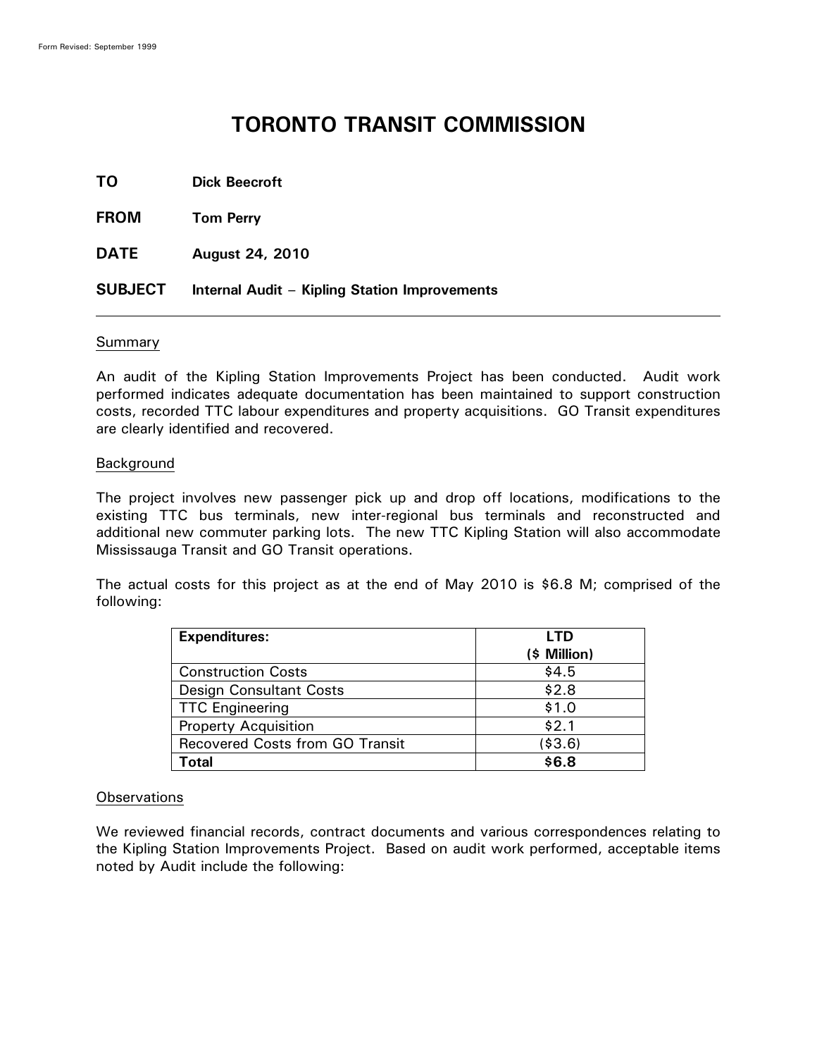# TORONTO TRANSIT COMMISSION

**TO** **Dick Beecroft**

**FROM** **Tom Perry**

**DATE** **August 24, 2010**

**SUBJECT** **Internal Audit – Kipling Station Improvements**

---

## Summary

An audit of the Kipling Station Improvements Project has been conducted. Audit work performed indicates adequate documentation has been maintained to support construction costs, recorded TTC labour expenditures and property acquisitions. GO Transit expenditures are clearly identified and recovered.

## Background

The project involves new passenger pick up and drop off locations, modifications to the existing TTC bus terminals, new inter-regional bus terminals and reconstructed and additional new commuter parking lots. The new TTC Kipling Station will also accommodate Mississauga Transit and GO Transit operations.

The actual costs for this project as at the end of May 2010 is $6.8 M; comprised of the following:

| **Expenditures:** | **LTD ($ Million)** |
|---|---|
| Construction Costs | $4.5 |
| Design Consultant Costs | $2.8 |
| TTC Engineering | $1.0 |
| Property Acquisition | $2.1 |
| Recovered Costs from GO Transit | ($3.6) |
| **Total** | **$6.8** |

## Observations

We reviewed financial records, contract documents and various correspondences relating to the Kipling Station Improvements Project. Based on audit work performed, acceptable items noted by Audit include the following: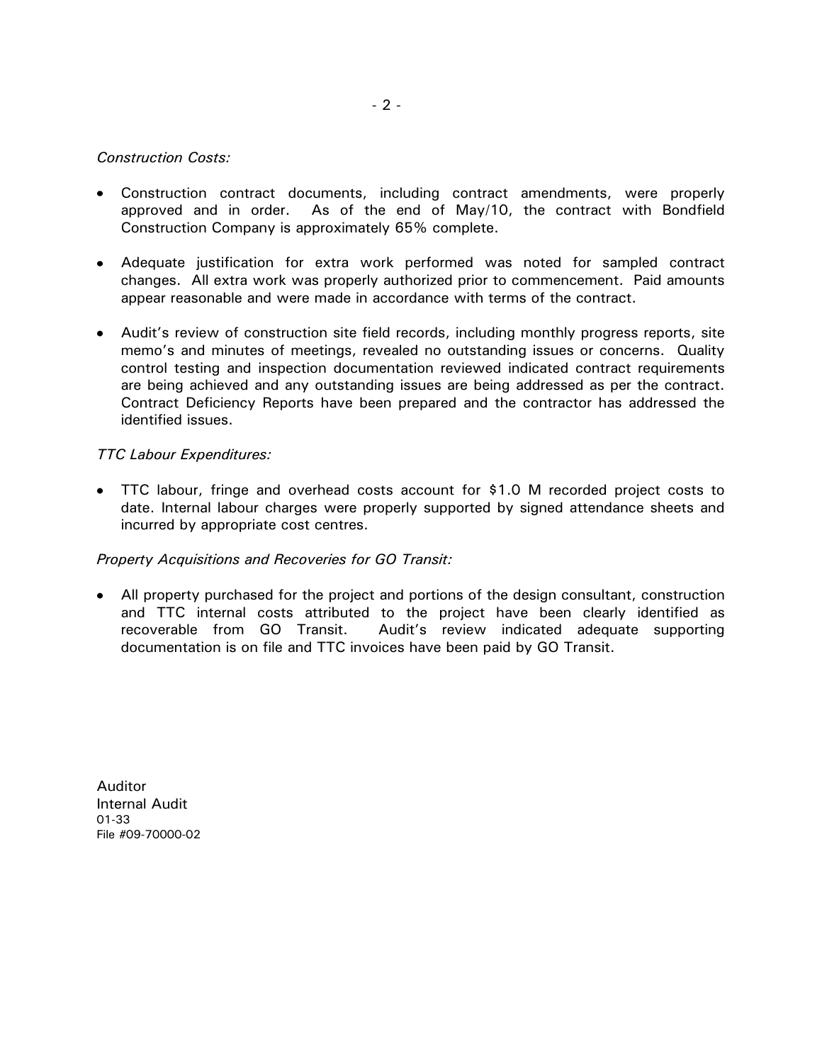*Construction Costs:*

- Construction contract documents, including contract amendments, were properly approved and in order. As of the end of May/10, the contract with Bondfield Construction Company is approximately 65% complete.
- Adequate justification for extra work performed was noted for sampled contract changes. All extra work was properly authorized prior to commencement. Paid amounts appear reasonable and were made in accordance with terms of the contract.
- Audit's review of construction site field records, including monthly progress reports, site memo's and minutes of meetings, revealed no outstanding issues or concerns. Quality control testing and inspection documentation reviewed indicated contract requirements are being achieved and any outstanding issues are being addressed as per the contract. Contract Deficiency Reports have been prepared and the contractor has addressed the identified issues.

*TTC Labour Expenditures:*

- TTC labour, fringe and overhead costs account for $1.0 M recorded project costs to date. Internal labour charges were properly supported by signed attendance sheets and incurred by appropriate cost centres.

*Property Acquisitions and Recoveries for GO Transit:*

- All property purchased for the project and portions of the design consultant, construction and TTC internal costs attributed to the project have been clearly identified as recoverable from GO Transit. Audit's review indicated adequate supporting documentation is on file and TTC invoices have been paid by GO Transit.

Auditor
Internal Audit
01-33
File #09-70000-02